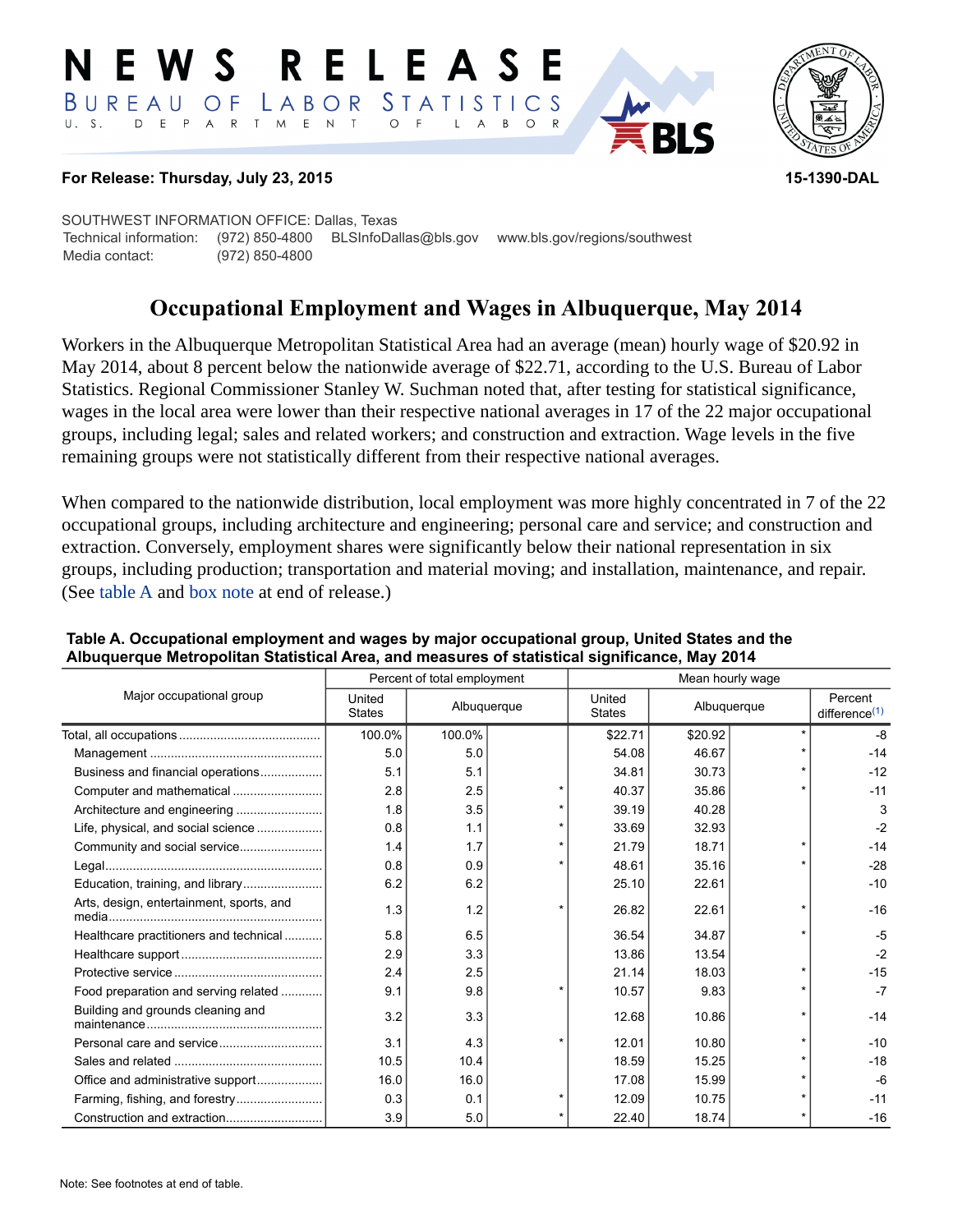# NEWS RELEASE

BUREAU OF LABOR STATISTICS

U. S. DEPARTMENT OF LABOR

**For Release: Thursday, July 23, 2015** **15-1390-DAL**

SOUTHWEST INFORMATION OFFICE: Dallas, Texas
Technical information: (972) 850-4800 BLSInfoDallas@bls.gov www.bls.gov/regions/southwest
Media contact: (972) 850-4800

## Occupational Employment and Wages in Albuquerque, May 2014

Workers in the Albuquerque Metropolitan Statistical Area had an average (mean) hourly wage of $20.92 in May 2014, about 8 percent below the nationwide average of $22.71, according to the U.S. Bureau of Labor Statistics. Regional Commissioner Stanley W. Suchman noted that, after testing for statistical significance, wages in the local area were lower than their respective national averages in 17 of the 22 major occupational groups, including legal; sales and related workers; and construction and extraction. Wage levels in the five remaining groups were not statistically different from their respective national averages.

When compared to the nationwide distribution, local employment was more highly concentrated in 7 of the 22 occupational groups, including architecture and engineering; personal care and service; and construction and extraction. Conversely, employment shares were significantly below their national representation in six groups, including production; transportation and material moving; and installation, maintenance, and repair. (See table A and box note at end of release.)

**Table A. Occupational employment and wages by major occupational group, United States and the Albuquerque Metropolitan Statistical Area, and measures of statistical significance, May 2014**

| Major occupational group | Percent of total employment | | | Mean hourly wage | | | |
|---|---|---|---|---|---|---|---|
| | United States | Albuquerque | | United States | Albuquerque | | Percent difference(1) |
| Total, all occupations | 100.0% | 100.0% | | $22.71 | $20.92 | * | -8 |
| Management | 5.0 | 5.0 | | 54.08 | 46.67 | * | -14 |
| Business and financial operations | 5.1 | 5.1 | | 34.81 | 30.73 | * | -12 |
| Computer and mathematical | 2.8 | 2.5 | * | 40.37 | 35.86 | * | -11 |
| Architecture and engineering | 1.8 | 3.5 | * | 39.19 | 40.28 | | 3 |
| Life, physical, and social science | 0.8 | 1.1 | * | 33.69 | 32.93 | | -2 |
| Community and social service | 1.4 | 1.7 | * | 21.79 | 18.71 | * | -14 |
| Legal | 0.8 | 0.9 | * | 48.61 | 35.16 | * | -28 |
| Education, training, and library | 6.2 | 6.2 | | 25.10 | 22.61 | | -10 |
| Arts, design, entertainment, sports, and media | 1.3 | 1.2 | * | 26.82 | 22.61 | * | -16 |
| Healthcare practitioners and technical | 5.8 | 6.5 | | 36.54 | 34.87 | * | -5 |
| Healthcare support | 2.9 | 3.3 | | 13.86 | 13.54 | | -2 |
| Protective service | 2.4 | 2.5 | | 21.14 | 18.03 | * | -15 |
| Food preparation and serving related | 9.1 | 9.8 | * | 10.57 | 9.83 | * | -7 |
| Building and grounds cleaning and maintenance | 3.2 | 3.3 | | 12.68 | 10.86 | * | -14 |
| Personal care and service | 3.1 | 4.3 | * | 12.01 | 10.80 | * | -10 |
| Sales and related | 10.5 | 10.4 | | 18.59 | 15.25 | * | -18 |
| Office and administrative support | 16.0 | 16.0 | | 17.08 | 15.99 | * | -6 |
| Farming, fishing, and forestry | 0.3 | 0.1 | * | 12.09 | 10.75 | * | -11 |
| Construction and extraction | 3.9 | 5.0 | * | 22.40 | 18.74 | * | -16 |

Note: See footnotes at end of table.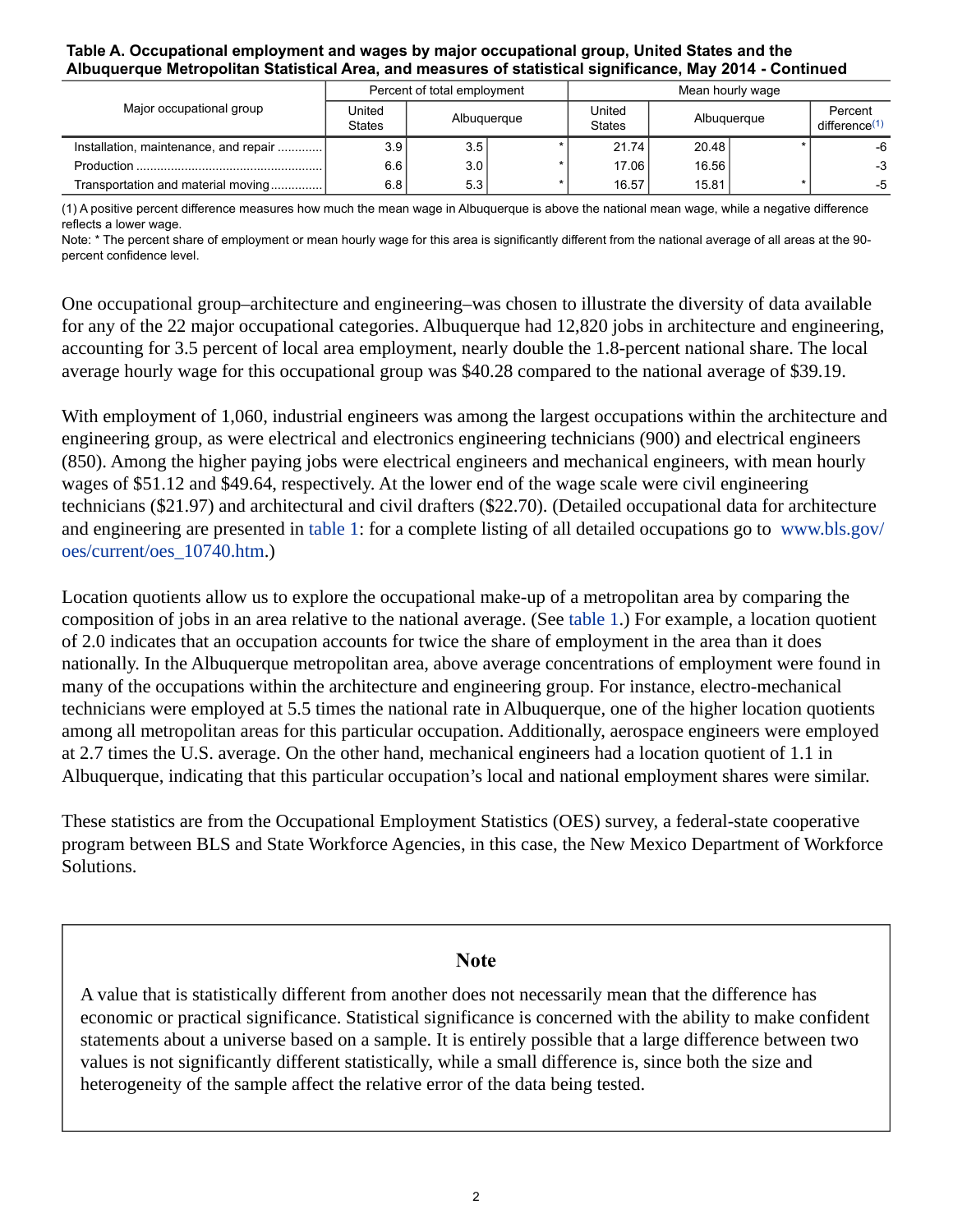**Table A. Occupational employment and wages by major occupational group, United States and the Albuquerque Metropolitan Statistical Area, and measures of statistical significance, May 2014 - Continued**

| Major occupational group | Percent of total employment | | | Mean hourly wage | | | |
|---|---|---|---|---|---|---|---|
| | United States | Albuquerque | | United States | Albuquerque | | Percent difference(1) |
| Installation, maintenance, and repair | 3.9 | 3.5 | * | 21.74 | 20.48 | * | -6 |
| Production | 6.6 | 3.0 | * | 17.06 | 16.56 | | -3 |
| Transportation and material moving | 6.8 | 5.3 | * | 16.57 | 15.81 | * | -5 |

(1) A positive percent difference measures how much the mean wage in Albuquerque is above the national mean wage, while a negative difference reflects a lower wage.
Note: * The percent share of employment or mean hourly wage for this area is significantly different from the national average of all areas at the 90-percent confidence level.

One occupational group–architecture and engineering–was chosen to illustrate the diversity of data available for any of the 22 major occupational categories. Albuquerque had 12,820 jobs in architecture and engineering, accounting for 3.5 percent of local area employment, nearly double the 1.8-percent national share. The local average hourly wage for this occupational group was $40.28 compared to the national average of $39.19.

With employment of 1,060, industrial engineers was among the largest occupations within the architecture and engineering group, as were electrical and electronics engineering technicians (900) and electrical engineers (850). Among the higher paying jobs were electrical engineers and mechanical engineers, with mean hourly wages of $51.12 and $49.64, respectively. At the lower end of the wage scale were civil engineering technicians ($21.97) and architectural and civil drafters ($22.70). (Detailed occupational data for architecture and engineering are presented in table 1: for a complete listing of all detailed occupations go to www.bls.gov/oes/current/oes_10740.htm.)

Location quotients allow us to explore the occupational make-up of a metropolitan area by comparing the composition of jobs in an area relative to the national average. (See table 1.) For example, a location quotient of 2.0 indicates that an occupation accounts for twice the share of employment in the area than it does nationally. In the Albuquerque metropolitan area, above average concentrations of employment were found in many of the occupations within the architecture and engineering group. For instance, electro-mechanical technicians were employed at 5.5 times the national rate in Albuquerque, one of the higher location quotients among all metropolitan areas for this particular occupation. Additionally, aerospace engineers were employed at 2.7 times the U.S. average. On the other hand, mechanical engineers had a location quotient of 1.1 in Albuquerque, indicating that this particular occupation's local and national employment shares were similar.

These statistics are from the Occupational Employment Statistics (OES) survey, a federal-state cooperative program between BLS and State Workforce Agencies, in this case, the New Mexico Department of Workforce Solutions.

## Note

A value that is statistically different from another does not necessarily mean that the difference has economic or practical significance. Statistical significance is concerned with the ability to make confident statements about a universe based on a sample. It is entirely possible that a large difference between two values is not significantly different statistically, while a small difference is, since both the size and heterogeneity of the sample affect the relative error of the data being tested.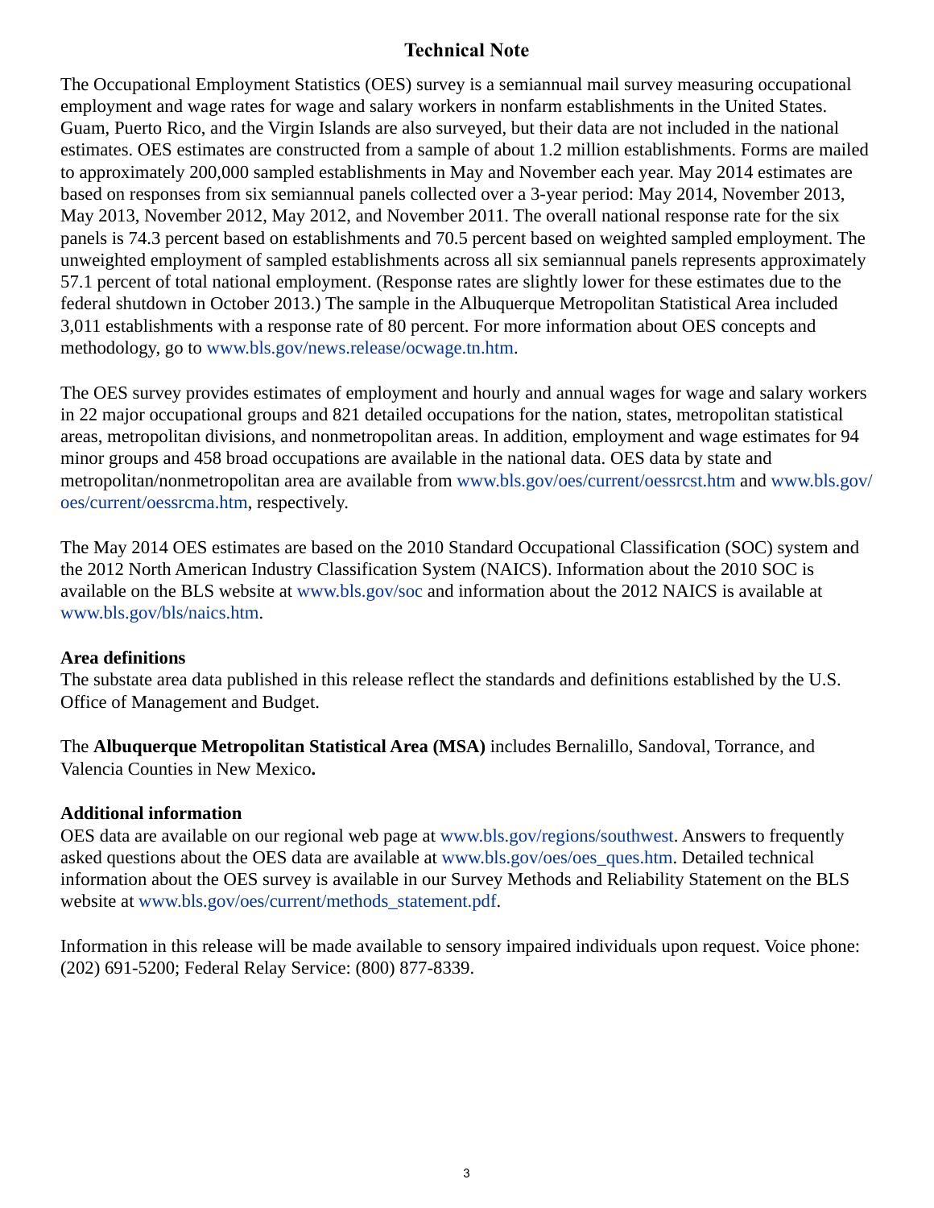# Technical Note

The Occupational Employment Statistics (OES) survey is a semiannual mail survey measuring occupational employment and wage rates for wage and salary workers in nonfarm establishments in the United States. Guam, Puerto Rico, and the Virgin Islands are also surveyed, but their data are not included in the national estimates. OES estimates are constructed from a sample of about 1.2 million establishments. Forms are mailed to approximately 200,000 sampled establishments in May and November each year. May 2014 estimates are based on responses from six semiannual panels collected over a 3-year period: May 2014, November 2013, May 2013, November 2012, May 2012, and November 2011. The overall national response rate for the six panels is 74.3 percent based on establishments and 70.5 percent based on weighted sampled employment. The unweighted employment of sampled establishments across all six semiannual panels represents approximately 57.1 percent of total national employment. (Response rates are slightly lower for these estimates due to the federal shutdown in October 2013.) The sample in the Albuquerque Metropolitan Statistical Area included 3,011 establishments with a response rate of 80 percent. For more information about OES concepts and methodology, go to www.bls.gov/news.release/ocwage.tn.htm.

The OES survey provides estimates of employment and hourly and annual wages for wage and salary workers in 22 major occupational groups and 821 detailed occupations for the nation, states, metropolitan statistical areas, metropolitan divisions, and nonmetropolitan areas. In addition, employment and wage estimates for 94 minor groups and 458 broad occupations are available in the national data. OES data by state and metropolitan/nonmetropolitan area are available from www.bls.gov/oes/current/oessrcst.htm and www.bls.gov/oes/current/oessrcma.htm, respectively.

The May 2014 OES estimates are based on the 2010 Standard Occupational Classification (SOC) system and the 2012 North American Industry Classification System (NAICS). Information about the 2010 SOC is available on the BLS website at www.bls.gov/soc and information about the 2012 NAICS is available at www.bls.gov/bls/naics.htm.

**Area definitions**

The substate area data published in this release reflect the standards and definitions established by the U.S. Office of Management and Budget.

The **Albuquerque Metropolitan Statistical Area (MSA)** includes Bernalillo, Sandoval, Torrance, and Valencia Counties in New Mexico**.**

**Additional information**

OES data are available on our regional web page at www.bls.gov/regions/southwest. Answers to frequently asked questions about the OES data are available at www.bls.gov/oes/oes_ques.htm. Detailed technical information about the OES survey is available in our Survey Methods and Reliability Statement on the BLS website at www.bls.gov/oes/current/methods_statement.pdf.

Information in this release will be made available to sensory impaired individuals upon request. Voice phone: (202) 691-5200; Federal Relay Service: (800) 877-8339.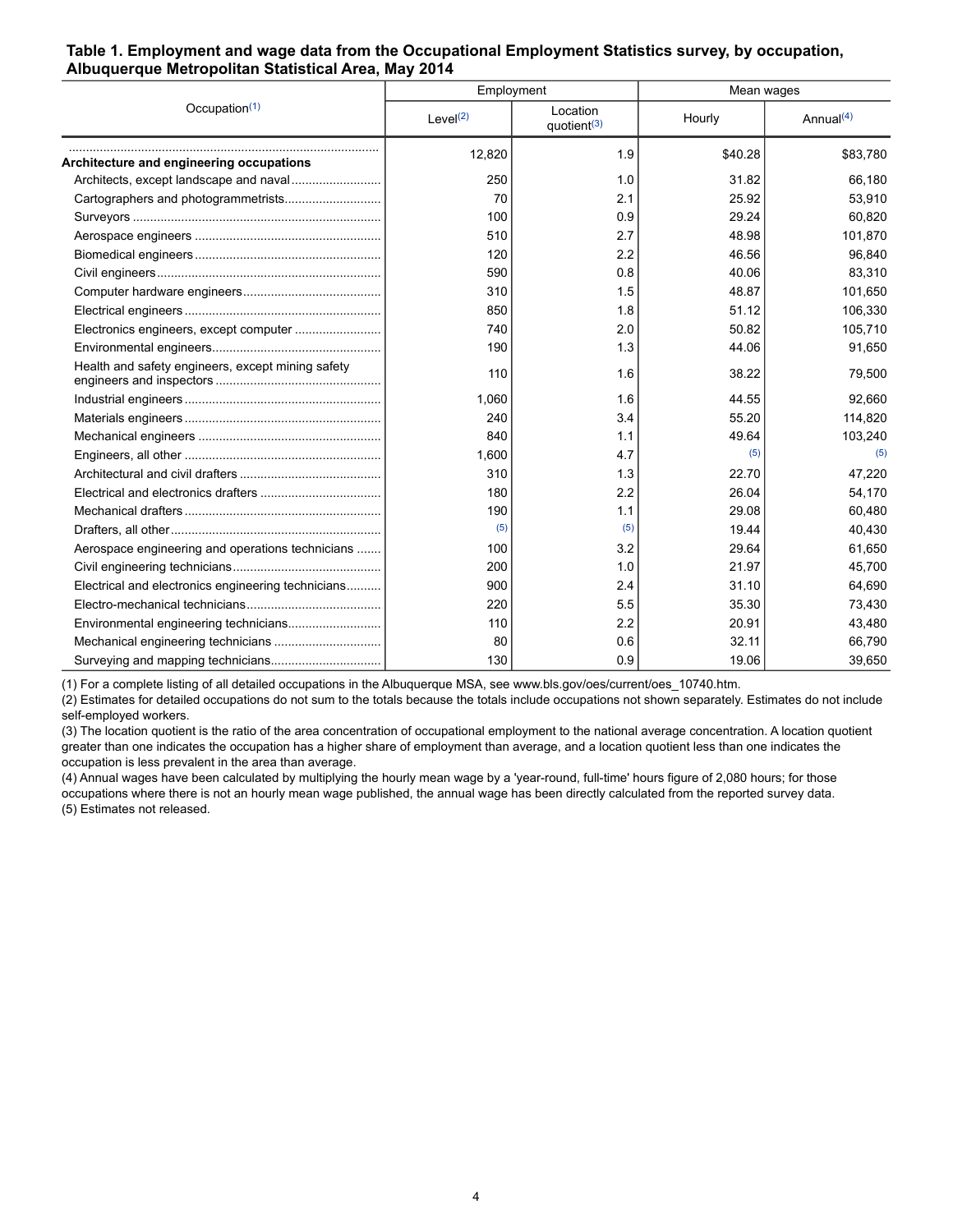**Table 1. Employment and wage data from the Occupational Employment Statistics survey, by occupation, Albuquerque Metropolitan Statistical Area, May 2014**

| Occupation[(1)] | Employment | | Mean wages | |
|---|---|---|---|---|
| | Level[(2)] | Location quotient[(3)] | Hourly | Annual[(4)] |
| **Architecture and engineering occupations** | 12,820 | 1.9 | $40.28 | $83,780 |
| Architects, except landscape and naval | 250 | 1.0 | 31.82 | 66,180 |
| Cartographers and photogrammetrists | 70 | 2.1 | 25.92 | 53,910 |
| Surveyors | 100 | 0.9 | 29.24 | 60,820 |
| Aerospace engineers | 510 | 2.7 | 48.98 | 101,870 |
| Biomedical engineers | 120 | 2.2 | 46.56 | 96,840 |
| Civil engineers | 590 | 0.8 | 40.06 | 83,310 |
| Computer hardware engineers | 310 | 1.5 | 48.87 | 101,650 |
| Electrical engineers | 850 | 1.8 | 51.12 | 106,330 |
| Electronics engineers, except computer | 740 | 2.0 | 50.82 | 105,710 |
| Environmental engineers | 190 | 1.3 | 44.06 | 91,650 |
| Health and safety engineers, except mining safety engineers and inspectors | 110 | 1.6 | 38.22 | 79,500 |
| Industrial engineers | 1,060 | 1.6 | 44.55 | 92,660 |
| Materials engineers | 240 | 3.4 | 55.20 | 114,820 |
| Mechanical engineers | 840 | 1.1 | 49.64 | 103,240 |
| Engineers, all other | 1,600 | 4.7 | (5) | (5) |
| Architectural and civil drafters | 310 | 1.3 | 22.70 | 47,220 |
| Electrical and electronics drafters | 180 | 2.2 | 26.04 | 54,170 |
| Mechanical drafters | 190 | 1.1 | 29.08 | 60,480 |
| Drafters, all other | (5) | (5) | 19.44 | 40,430 |
| Aerospace engineering and operations technicians | 100 | 3.2 | 29.64 | 61,650 |
| Civil engineering technicians | 200 | 1.0 | 21.97 | 45,700 |
| Electrical and electronics engineering technicians | 900 | 2.4 | 31.10 | 64,690 |
| Electro-mechanical technicians | 220 | 5.5 | 35.30 | 73,430 |
| Environmental engineering technicians | 110 | 2.2 | 20.91 | 43,480 |
| Mechanical engineering technicians | 80 | 0.6 | 32.11 | 66,790 |
| Surveying and mapping technicians | 130 | 0.9 | 19.06 | 39,650 |

(1) For a complete listing of all detailed occupations in the Albuquerque MSA, see www.bls.gov/oes/current/oes_10740.htm.
(2) Estimates for detailed occupations do not sum to the totals because the totals include occupations not shown separately. Estimates do not include self-employed workers.
(3) The location quotient is the ratio of the area concentration of occupational employment to the national average concentration. A location quotient greater than one indicates the occupation has a higher share of employment than average, and a location quotient less than one indicates the occupation is less prevalent in the area than average.
(4) Annual wages have been calculated by multiplying the hourly mean wage by a 'year-round, full-time' hours figure of 2,080 hours; for those occupations where there is not an hourly mean wage published, the annual wage has been directly calculated from the reported survey data.
(5) Estimates not released.